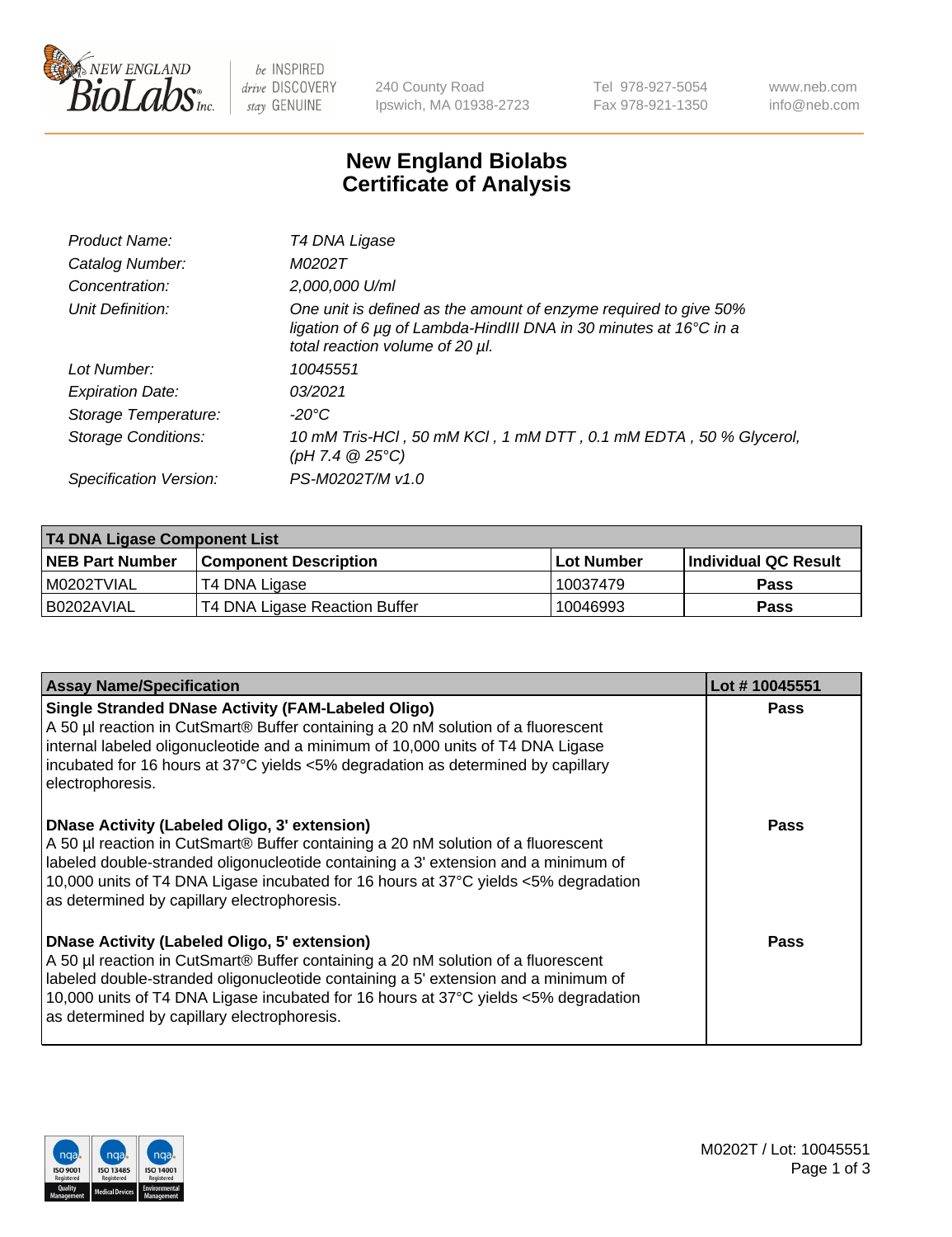# New England Biolabs
# Certificate of Analysis

| | |
|---|---|
| *Product Name:* | *T4 DNA Ligase* |
| *Catalog Number:* | *M0202T* |
| *Concentration:* | *2,000,000 U/ml* |
| *Unit Definition:* | *One unit is defined as the amount of enzyme required to give 50% ligation of 6 µg of Lambda-HindIII DNA in 30 minutes at 16°C in a total reaction volume of 20 µl.* |
| *Lot Number:* | *10045551* |
| *Expiration Date:* | *03/2021* |
| *Storage Temperature:* | *-20°C* |
| *Storage Conditions:* | *10 mM Tris-HCl , 50 mM KCl , 1 mM DTT , 0.1 mM EDTA , 50 % Glycerol, (pH 7.4 @ 25°C)* |
| *Specification Version:* | *PS-M0202T/M v1.0* |

| **T4 DNA Ligase Component List** | | | |
|---|---|---|---|
| **NEB Part Number** | **Component Description** | **Lot Number** | **Individual QC Result** |
| M0202TVIAL | T4 DNA Ligase | 10037479 | **Pass** |
| B0202AVIAL | T4 DNA Ligase Reaction Buffer | 10046993 | **Pass** |

| **Assay Name/Specification** | **Lot # 10045551** |
|---|---|
| **Single Stranded DNase Activity (FAM-Labeled Oligo)** A 50 µl reaction in CutSmart® Buffer containing a 20 nM solution of a fluorescent internal labeled oligonucleotide and a minimum of 10,000 units of T4 DNA Ligase incubated for 16 hours at 37°C yields <5% degradation as determined by capillary electrophoresis. | **Pass** |
| **DNase Activity (Labeled Oligo, 3' extension)** A 50 µl reaction in CutSmart® Buffer containing a 20 nM solution of a fluorescent labeled double-stranded oligonucleotide containing a 3' extension and a minimum of 10,000 units of T4 DNA Ligase incubated for 16 hours at 37°C yields <5% degradation as determined by capillary electrophoresis. | **Pass** |
| **DNase Activity (Labeled Oligo, 5' extension)** A 50 µl reaction in CutSmart® Buffer containing a 20 nM solution of a fluorescent labeled double-stranded oligonucleotide containing a 5' extension and a minimum of 10,000 units of T4 DNA Ligase incubated for 16 hours at 37°C yields <5% degradation as determined by capillary electrophoresis. | **Pass** |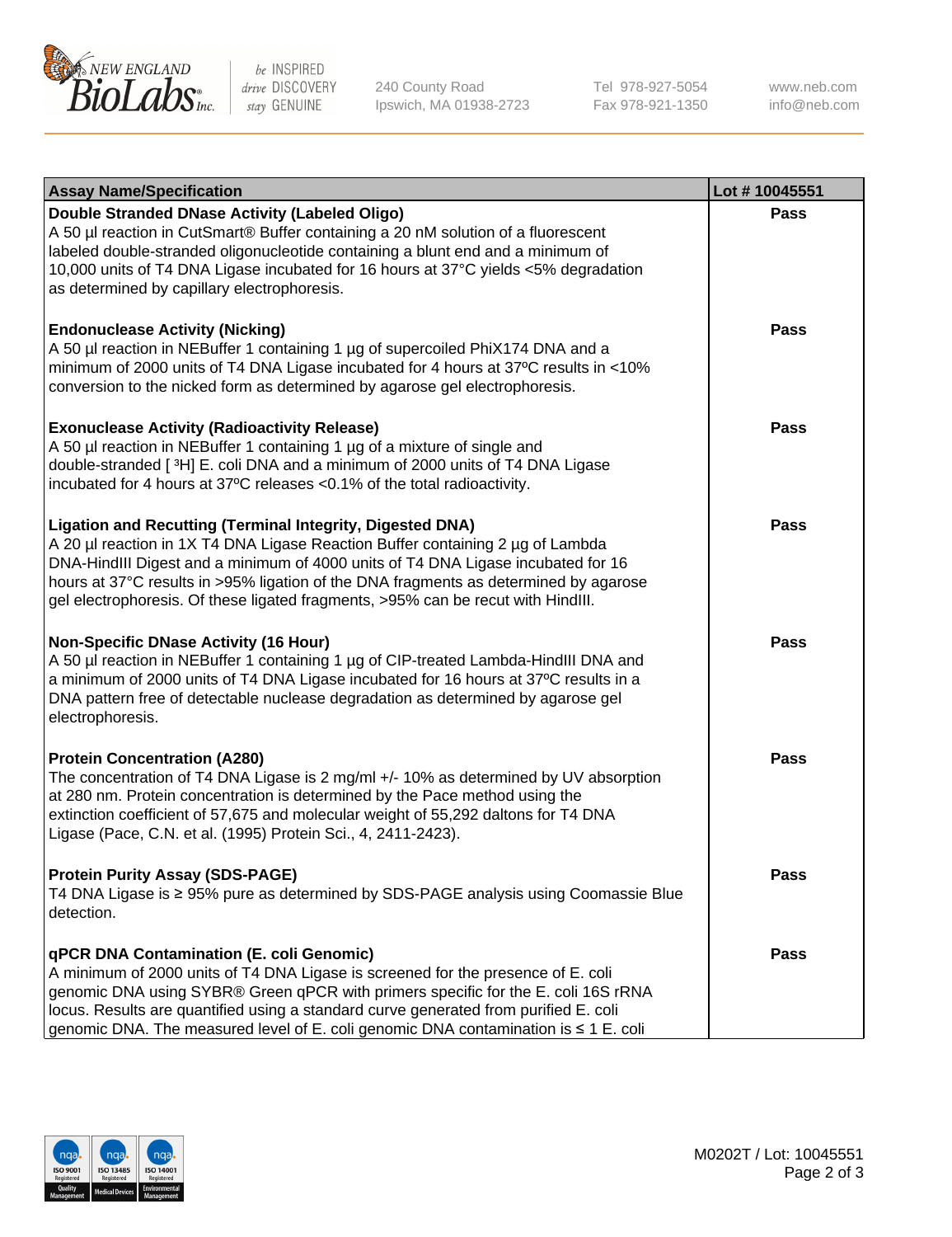| Assay Name/Specification | Lot # 10045551 |
|---|---|
| **Double Stranded DNase Activity (Labeled Oligo)**<br>A 50 µl reaction in CutSmart® Buffer containing a 20 nM solution of a fluorescent labeled double-stranded oligonucleotide containing a blunt end and a minimum of 10,000 units of T4 DNA Ligase incubated for 16 hours at 37°C yields <5% degradation as determined by capillary electrophoresis. | Pass |
| **Endonuclease Activity (Nicking)**<br>A 50 µl reaction in NEBuffer 1 containing 1 µg of supercoiled PhiX174 DNA and a minimum of 2000 units of T4 DNA Ligase incubated for 4 hours at 37ºC results in <10% conversion to the nicked form as determined by agarose gel electrophoresis. | Pass |
| **Exonuclease Activity (Radioactivity Release)**<br>A 50 µl reaction in NEBuffer 1 containing 1 µg of a mixture of single and double-stranded [ $^3$H] E. coli DNA and a minimum of 2000 units of T4 DNA Ligase incubated for 4 hours at 37ºC releases <0.1% of the total radioactivity. | Pass |
| **Ligation and Recutting (Terminal Integrity, Digested DNA)**<br>A 20 µl reaction in 1X T4 DNA Ligase Reaction Buffer containing 2 µg of Lambda DNA-HindIII Digest and a minimum of 4000 units of T4 DNA Ligase incubated for 16 hours at 37°C results in >95% ligation of the DNA fragments as determined by agarose gel electrophoresis. Of these ligated fragments, >95% can be recut with HindIII. | Pass |
| **Non-Specific DNase Activity (16 Hour)**<br>A 50 µl reaction in NEBuffer 1 containing 1 µg of CIP-treated Lambda-HindIII DNA and a minimum of 2000 units of T4 DNA Ligase incubated for 16 hours at 37ºC results in a DNA pattern free of detectable nuclease degradation as determined by agarose gel electrophoresis. | Pass |
| **Protein Concentration (A280)**<br>The concentration of T4 DNA Ligase is 2 mg/ml +/- 10% as determined by UV absorption at 280 nm. Protein concentration is determined by the Pace method using the extinction coefficient of 57,675 and molecular weight of 55,292 daltons for T4 DNA Ligase (Pace, C.N. et al. (1995) Protein Sci., 4, 2411-2423). | Pass |
| **Protein Purity Assay (SDS-PAGE)**<br>T4 DNA Ligase is ≥ 95% pure as determined by SDS-PAGE analysis using Coomassie Blue detection. | Pass |
| **qPCR DNA Contamination (E. coli Genomic)**<br>A minimum of 2000 units of T4 DNA Ligase is screened for the presence of E. coli genomic DNA using SYBR® Green qPCR with primers specific for the E. coli 16S rRNA locus. Results are quantified using a standard curve generated from purified E. coli genomic DNA. The measured level of E. coli genomic DNA contamination is ≤ 1 E. coli | Pass |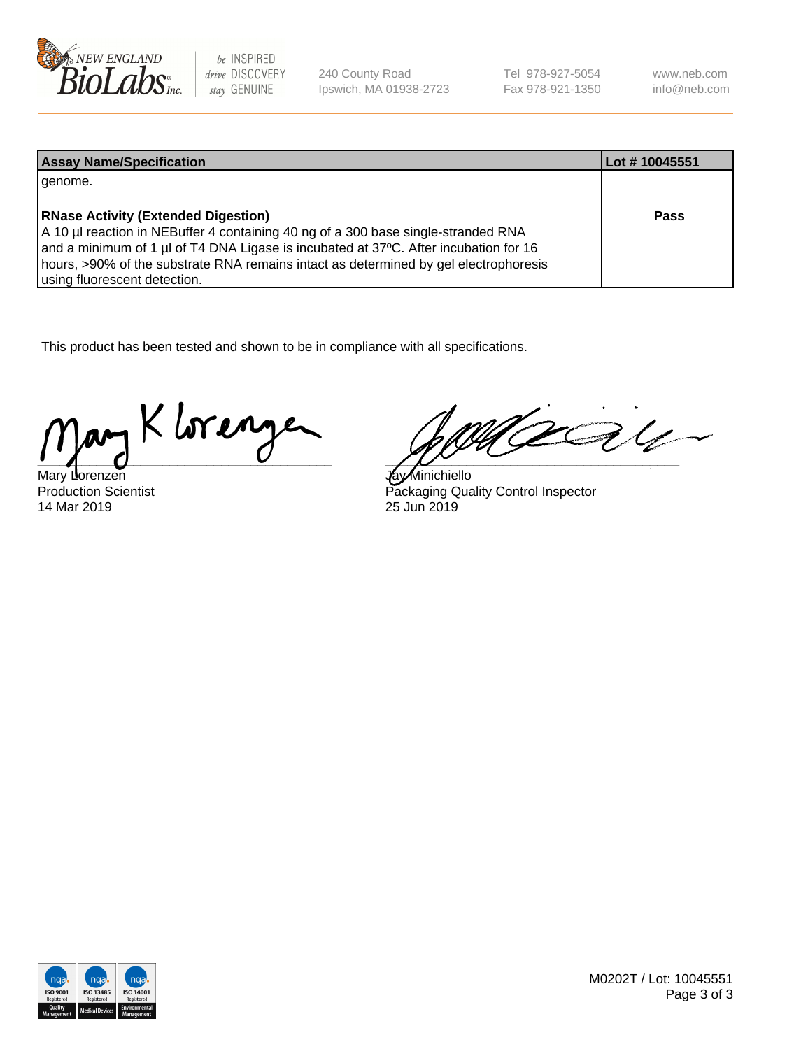| Assay Name/Specification | Lot # 10045551 |
|---|---|
| genome. | |
| **RNase Activity (Extended Digestion)**<br>A 10 µl reaction in NEBuffer 4 containing 40 ng of a 300 base single-stranded RNA and a minimum of 1 µl of T4 DNA Ligase is incubated at 37ºC. After incubation for 16 hours, >90% of the substrate RNA remains intact as determined by gel electrophoresis using fluorescent detection. | **Pass** |

This product has been tested and shown to be in compliance with all specifications.

Mary Lorenzen
Production Scientist
14 Mar 2019

Jay Minichiello
Packaging Quality Control Inspector
25 Jun 2019

M0202T / Lot: 10045551